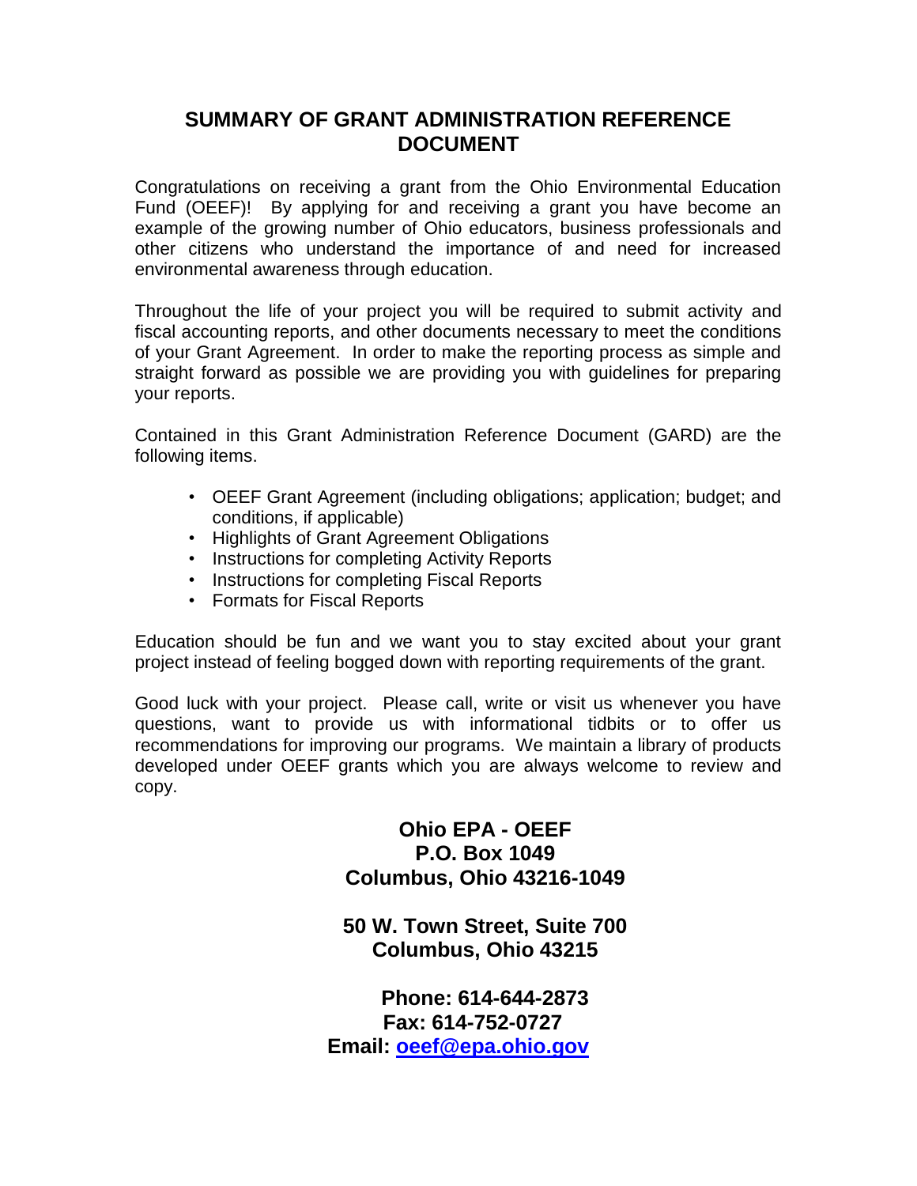# SUMMARY OF GRANT ADMINISTRATION REFERENCE DOCUMENT

Congratulations on receiving a grant from the Ohio Environmental Education Fund (OEEF)! By applying for and receiving a grant you have become an example of the growing number of Ohio educators, business professionals and other citizens who understand the importance of and need for increased environmental awareness through education.

Throughout the life of your project you will be required to submit activity and fiscal accounting reports, and other documents necessary to meet the conditions of your Grant Agreement. In order to make the reporting process as simple and straight forward as possible we are providing you with guidelines for preparing your reports.

Contained in this Grant Administration Reference Document (GARD) are the following items.

- OEEF Grant Agreement (including obligations; application; budget; and conditions, if applicable)
- Highlights of Grant Agreement Obligations
- Instructions for completing Activity Reports
- Instructions for completing Fiscal Reports
- Formats for Fiscal Reports

Education should be fun and we want you to stay excited about your grant project instead of feeling bogged down with reporting requirements of the grant.

Good luck with your project. Please call, write or visit us whenever you have questions, want to provide us with informational tidbits or to offer us recommendations for improving our programs. We maintain a library of products developed under OEEF grants which you are always welcome to review and copy.

**Ohio EPA - OEEF**
**P.O. Box 1049**
**Columbus, Ohio 43216-1049**

**50 W. Town Street, Suite 700**
**Columbus, Ohio 43215**

**Phone: 614-644-2873**
**Fax: 614-752-0727**
**Email: oeef@epa.ohio.gov**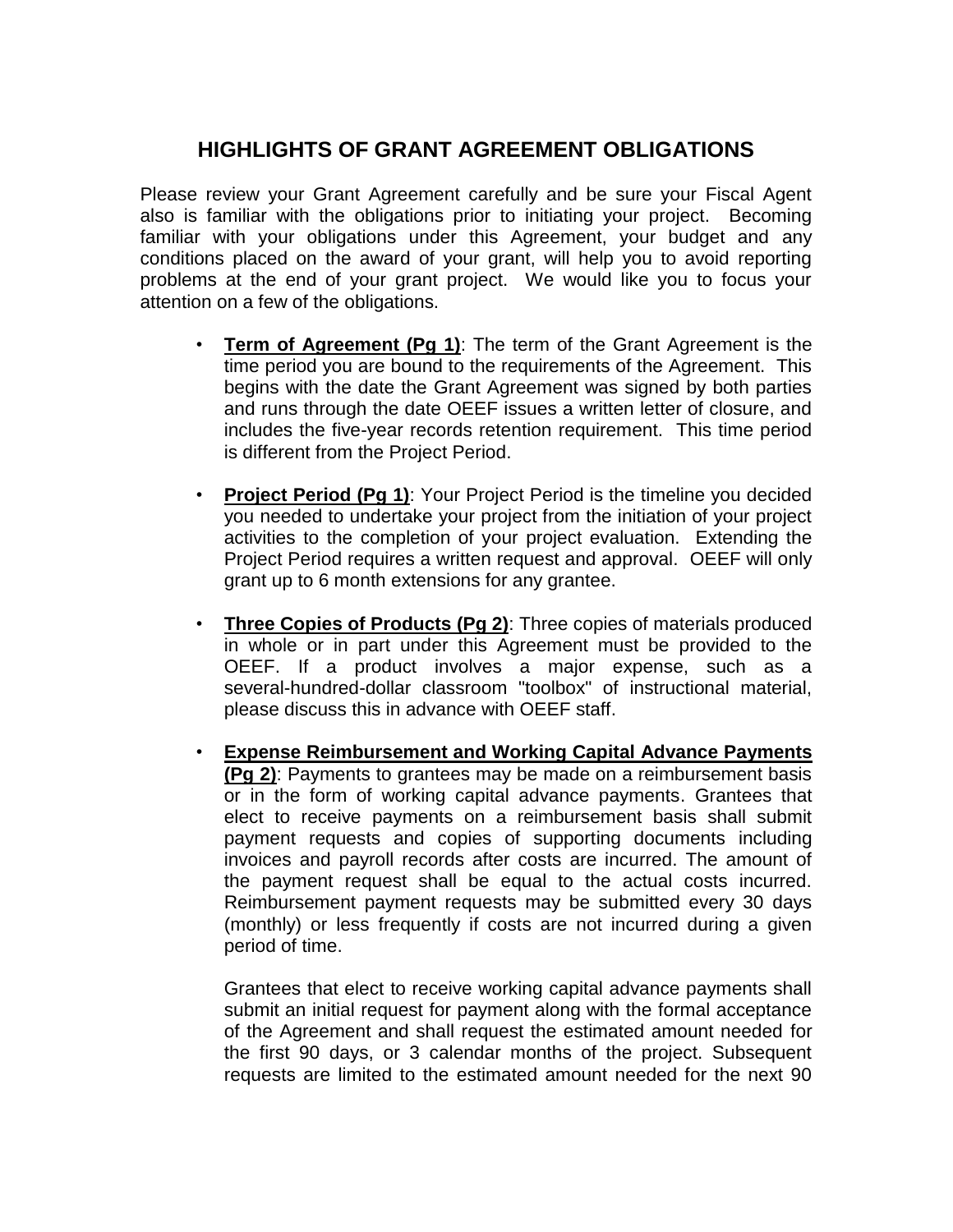# HIGHLIGHTS OF GRANT AGREEMENT OBLIGATIONS

Please review your Grant Agreement carefully and be sure your Fiscal Agent also is familiar with the obligations prior to initiating your project. Becoming familiar with your obligations under this Agreement, your budget and any conditions placed on the award of your grant, will help you to avoid reporting problems at the end of your grant project. We would like you to focus your attention on a few of the obligations.

- **Term of Agreement (Pg 1)**: The term of the Grant Agreement is the time period you are bound to the requirements of the Agreement. This begins with the date the Grant Agreement was signed by both parties and runs through the date OEEF issues a written letter of closure, and includes the five-year records retention requirement. This time period is different from the Project Period.

- **Project Period (Pg 1)**: Your Project Period is the timeline you decided you needed to undertake your project from the initiation of your project activities to the completion of your project evaluation. Extending the Project Period requires a written request and approval. OEEF will only grant up to 6 month extensions for any grantee.

- **Three Copies of Products (Pg 2)**: Three copies of materials produced in whole or in part under this Agreement must be provided to the OEEF. If a product involves a major expense, such as a several-hundred-dollar classroom "toolbox" of instructional material, please discuss this in advance with OEEF staff.

- **Expense Reimbursement and Working Capital Advance Payments (Pg 2)**: Payments to grantees may be made on a reimbursement basis or in the form of working capital advance payments. Grantees that elect to receive payments on a reimbursement basis shall submit payment requests and copies of supporting documents including invoices and payroll records after costs are incurred. The amount of the payment request shall be equal to the actual costs incurred. Reimbursement payment requests may be submitted every 30 days (monthly) or less frequently if costs are not incurred during a given period of time.

  Grantees that elect to receive working capital advance payments shall submit an initial request for payment along with the formal acceptance of the Agreement and shall request the estimated amount needed for the first 90 days, or 3 calendar months of the project. Subsequent requests are limited to the estimated amount needed for the next 90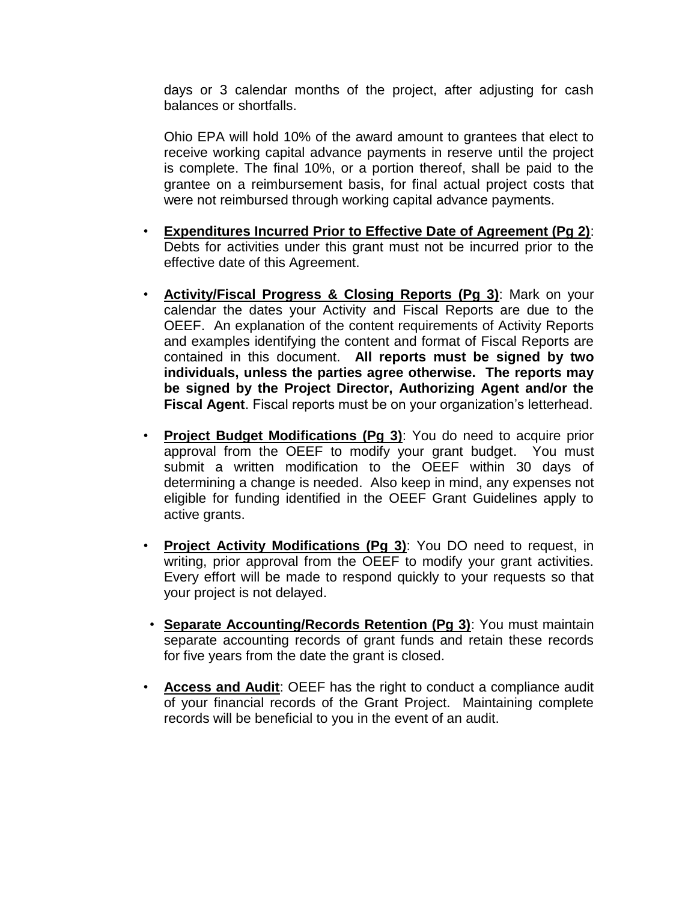days or 3 calendar months of the project, after adjusting for cash balances or shortfalls.

Ohio EPA will hold 10% of the award amount to grantees that elect to receive working capital advance payments in reserve until the project is complete. The final 10%, or a portion thereof, shall be paid to the grantee on a reimbursement basis, for final actual project costs that were not reimbursed through working capital advance payments.

- **Expenditures Incurred Prior to Effective Date of Agreement (Pg 2)**: Debts for activities under this grant must not be incurred prior to the effective date of this Agreement.

- **Activity/Fiscal Progress & Closing Reports (Pg 3)**: Mark on your calendar the dates your Activity and Fiscal Reports are due to the OEEF. An explanation of the content requirements of Activity Reports and examples identifying the content and format of Fiscal Reports are contained in this document. **All reports must be signed by two individuals, unless the parties agree otherwise. The reports may be signed by the Project Director, Authorizing Agent and/or the Fiscal Agent**. Fiscal reports must be on your organization's letterhead.

- **Project Budget Modifications (Pg 3)**: You do need to acquire prior approval from the OEEF to modify your grant budget. You must submit a written modification to the OEEF within 30 days of determining a change is needed. Also keep in mind, any expenses not eligible for funding identified in the OEEF Grant Guidelines apply to active grants.

- **Project Activity Modifications (Pg 3)**: You DO need to request, in writing, prior approval from the OEEF to modify your grant activities. Every effort will be made to respond quickly to your requests so that your project is not delayed.

- **Separate Accounting/Records Retention (Pg 3)**: You must maintain separate accounting records of grant funds and retain these records for five years from the date the grant is closed.

- **Access and Audit**: OEEF has the right to conduct a compliance audit of your financial records of the Grant Project. Maintaining complete records will be beneficial to you in the event of an audit.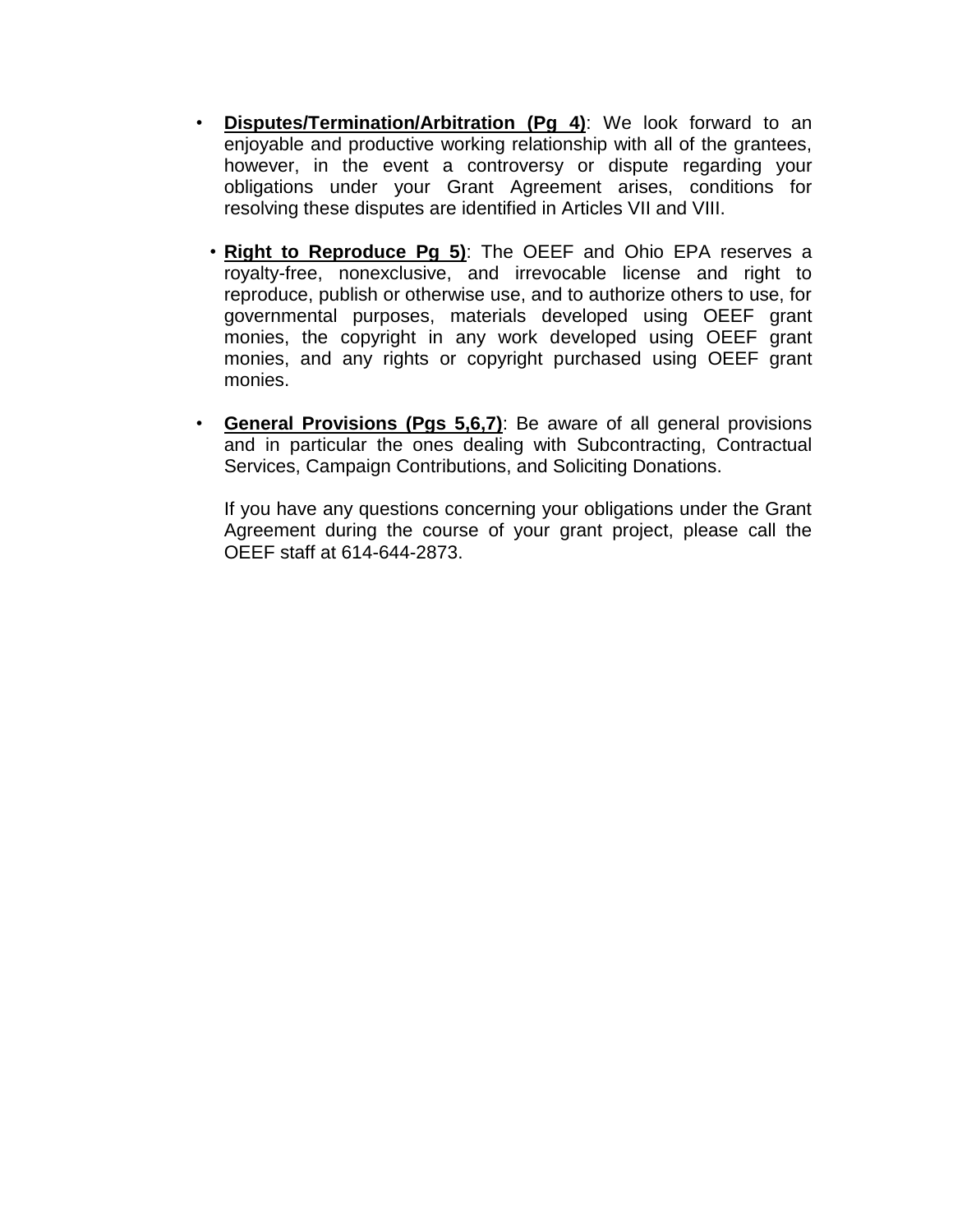- **Disputes/Termination/Arbitration (Pg 4)**: We look forward to an enjoyable and productive working relationship with all of the grantees, however, in the event a controversy or dispute regarding your obligations under your Grant Agreement arises, conditions for resolving these disputes are identified in Articles VII and VIII.

- **Right to Reproduce Pg 5)**: The OEEF and Ohio EPA reserves a royalty-free, nonexclusive, and irrevocable license and right to reproduce, publish or otherwise use, and to authorize others to use, for governmental purposes, materials developed using OEEF grant monies, the copyright in any work developed using OEEF grant monies, and any rights or copyright purchased using OEEF grant monies.

- **General Provisions (Pgs 5,6,7)**: Be aware of all general provisions and in particular the ones dealing with Subcontracting, Contractual Services, Campaign Contributions, and Soliciting Donations.

  If you have any questions concerning your obligations under the Grant Agreement during the course of your grant project, please call the OEEF staff at 614-644-2873.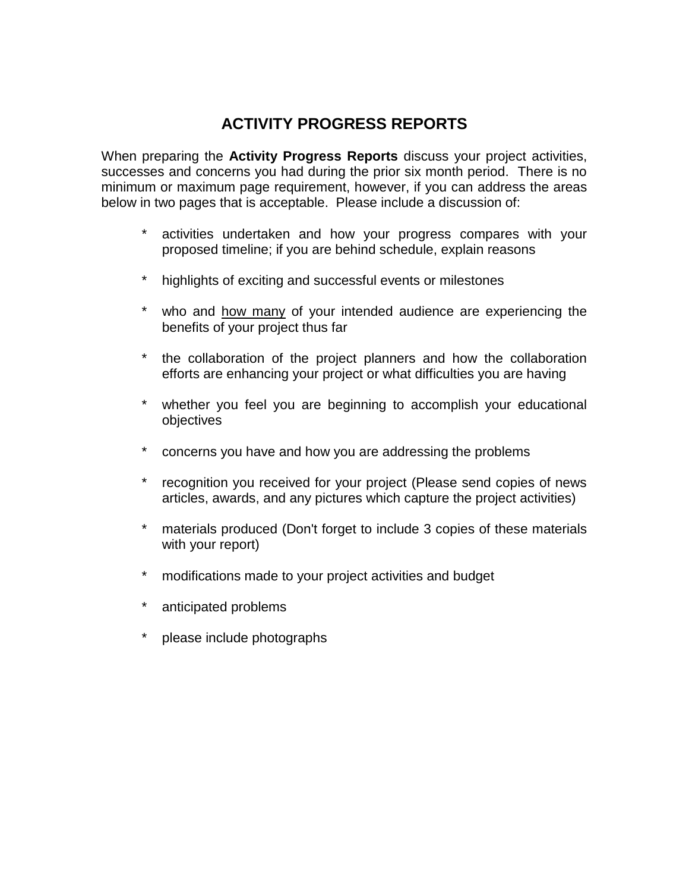# ACTIVITY PROGRESS REPORTS

When preparing the **Activity Progress Reports** discuss your project activities, successes and concerns you had during the prior six month period. There is no minimum or maximum page requirement, however, if you can address the areas below in two pages that is acceptable. Please include a discussion of:

* activities undertaken and how your progress compares with your proposed timeline; if you are behind schedule, explain reasons

* highlights of exciting and successful events or milestones

* who and <u>how many</u> of your intended audience are experiencing the benefits of your project thus far

* the collaboration of the project planners and how the collaboration efforts are enhancing your project or what difficulties you are having

* whether you feel you are beginning to accomplish your educational objectives

* concerns you have and how you are addressing the problems

* recognition you received for your project (Please send copies of news articles, awards, and any pictures which capture the project activities)

* materials produced (Don't forget to include 3 copies of these materials with your report)

* modifications made to your project activities and budget

* anticipated problems

* please include photographs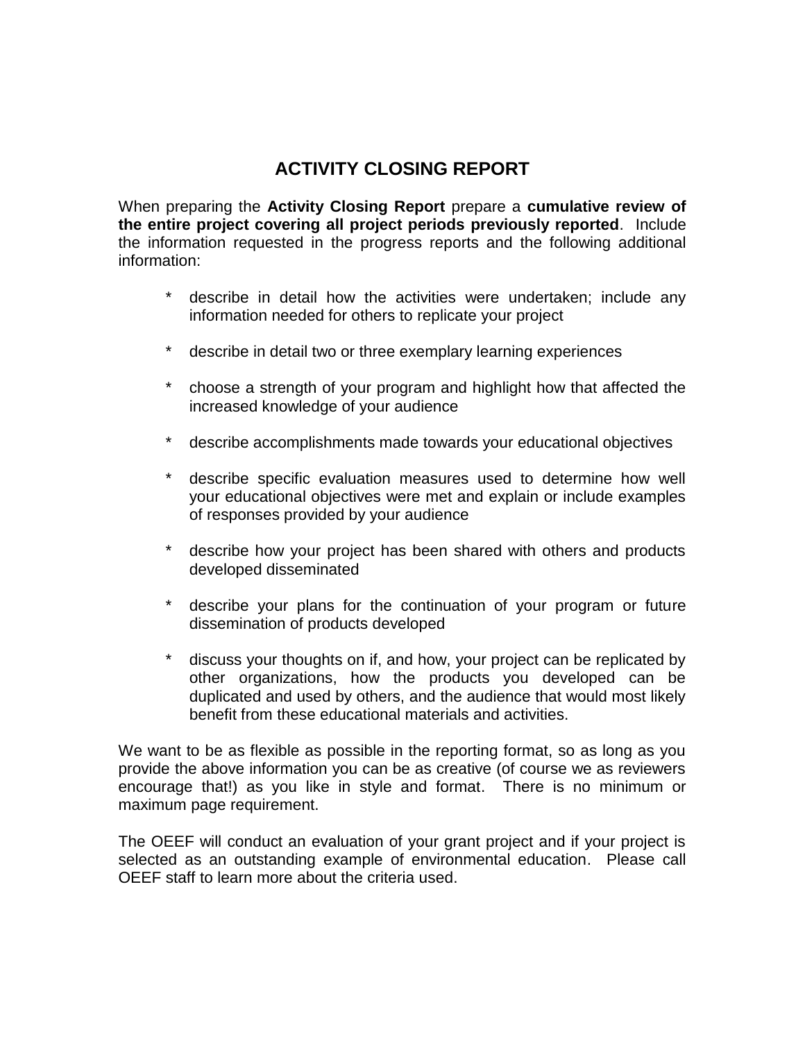# ACTIVITY CLOSING REPORT

When preparing the **Activity Closing Report** prepare a **cumulative review of the entire project covering all project periods previously reported**. Include the information requested in the progress reports and the following additional information:

* describe in detail how the activities were undertaken; include any information needed for others to replicate your project
* describe in detail two or three exemplary learning experiences
* choose a strength of your program and highlight how that affected the increased knowledge of your audience
* describe accomplishments made towards your educational objectives
* describe specific evaluation measures used to determine how well your educational objectives were met and explain or include examples of responses provided by your audience
* describe how your project has been shared with others and products developed disseminated
* describe your plans for the continuation of your program or future dissemination of products developed
* discuss your thoughts on if, and how, your project can be replicated by other organizations, how the products you developed can be duplicated and used by others, and the audience that would most likely benefit from these educational materials and activities.

We want to be as flexible as possible in the reporting format, so as long as you provide the above information you can be as creative (of course we as reviewers encourage that!) as you like in style and format. There is no minimum or maximum page requirement.

The OEEF will conduct an evaluation of your grant project and if your project is selected as an outstanding example of environmental education. Please call OEEF staff to learn more about the criteria used.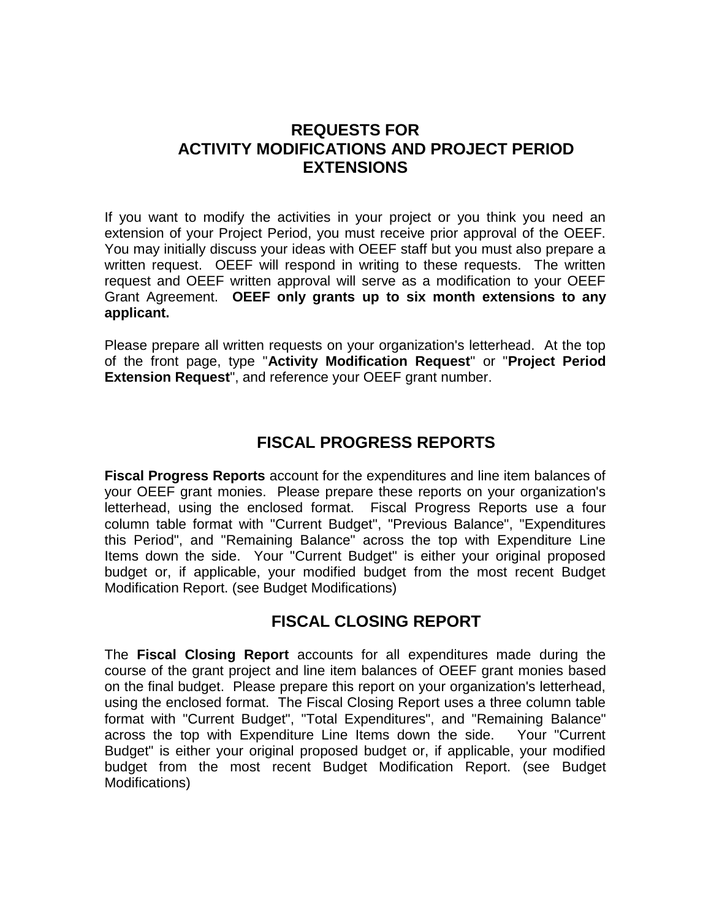## REQUESTS FOR ACTIVITY MODIFICATIONS AND PROJECT PERIOD EXTENSIONS

If you want to modify the activities in your project or you think you need an extension of your Project Period, you must receive prior approval of the OEEF. You may initially discuss your ideas with OEEF staff but you must also prepare a written request. OEEF will respond in writing to these requests. The written request and OEEF written approval will serve as a modification to your OEEF Grant Agreement. **OEEF only grants up to six month extensions to any applicant.**

Please prepare all written requests on your organization's letterhead. At the top of the front page, type "**Activity Modification Request**" or "**Project Period Extension Request**", and reference your OEEF grant number.

## FISCAL PROGRESS REPORTS

**Fiscal Progress Reports** account for the expenditures and line item balances of your OEEF grant monies. Please prepare these reports on your organization's letterhead, using the enclosed format. Fiscal Progress Reports use a four column table format with "Current Budget", "Previous Balance", "Expenditures this Period", and "Remaining Balance" across the top with Expenditure Line Items down the side. Your "Current Budget" is either your original proposed budget or, if applicable, your modified budget from the most recent Budget Modification Report. (see Budget Modifications)

## FISCAL CLOSING REPORT

The **Fiscal Closing Report** accounts for all expenditures made during the course of the grant project and line item balances of OEEF grant monies based on the final budget. Please prepare this report on your organization's letterhead, using the enclosed format. The Fiscal Closing Report uses a three column table format with "Current Budget", "Total Expenditures", and "Remaining Balance" across the top with Expenditure Line Items down the side. Your "Current Budget" is either your original proposed budget or, if applicable, your modified budget from the most recent Budget Modification Report. (see Budget Modifications)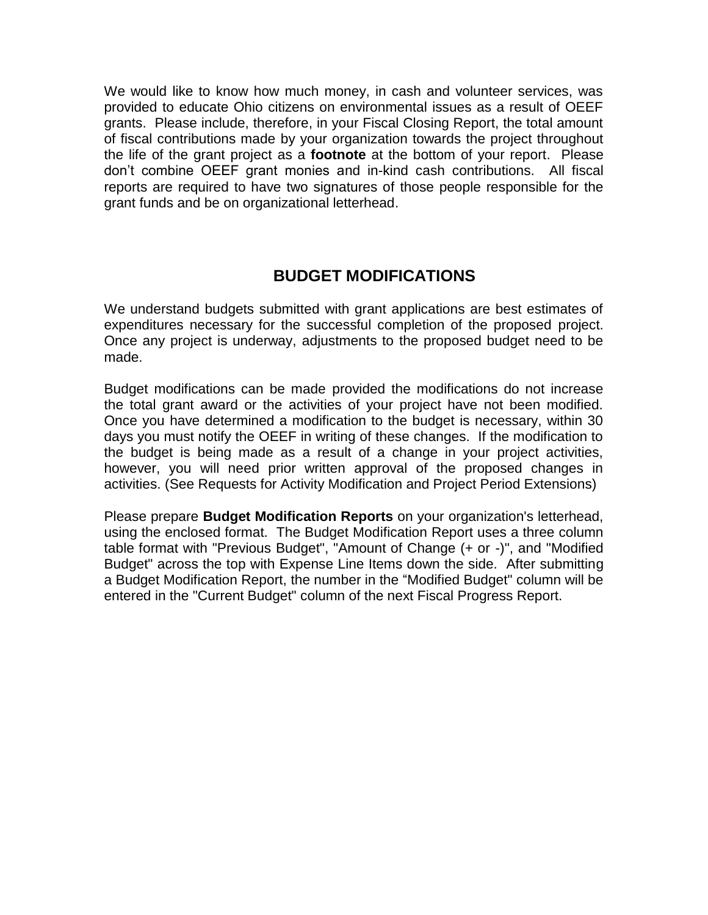We would like to know how much money, in cash and volunteer services, was provided to educate Ohio citizens on environmental issues as a result of OEEF grants. Please include, therefore, in your Fiscal Closing Report, the total amount of fiscal contributions made by your organization towards the project throughout the life of the grant project as a **footnote** at the bottom of your report. Please don't combine OEEF grant monies and in-kind cash contributions. All fiscal reports are required to have two signatures of those people responsible for the grant funds and be on organizational letterhead.

## BUDGET MODIFICATIONS

We understand budgets submitted with grant applications are best estimates of expenditures necessary for the successful completion of the proposed project. Once any project is underway, adjustments to the proposed budget need to be made.

Budget modifications can be made provided the modifications do not increase the total grant award or the activities of your project have not been modified. Once you have determined a modification to the budget is necessary, within 30 days you must notify the OEEF in writing of these changes. If the modification to the budget is being made as a result of a change in your project activities, however, you will need prior written approval of the proposed changes in activities. (See Requests for Activity Modification and Project Period Extensions)

Please prepare **Budget Modification Reports** on your organization's letterhead, using the enclosed format. The Budget Modification Report uses a three column table format with "Previous Budget", "Amount of Change (+ or -)", and "Modified Budget" across the top with Expense Line Items down the side. After submitting a Budget Modification Report, the number in the "Modified Budget" column will be entered in the "Current Budget" column of the next Fiscal Progress Report.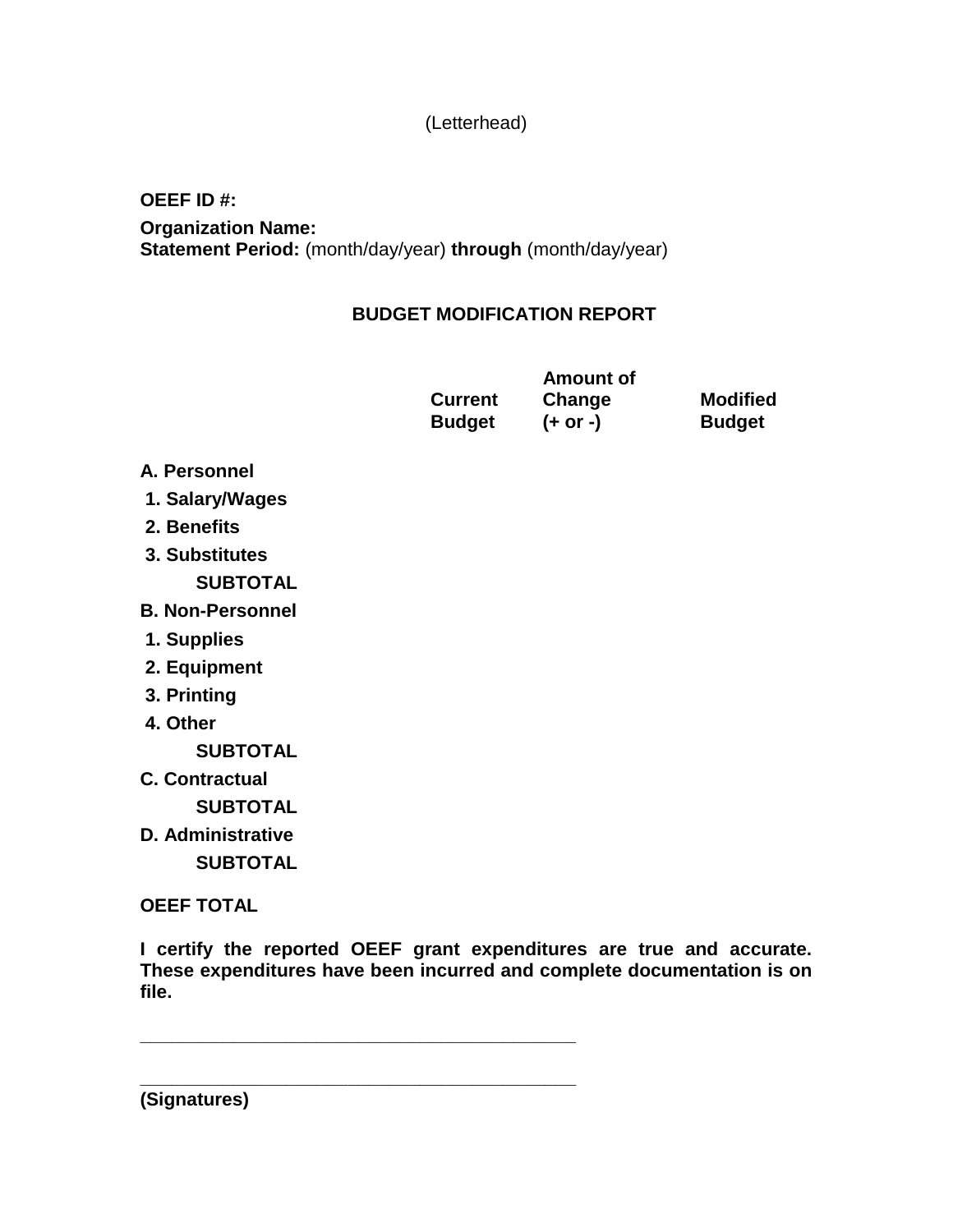(Letterhead)

**OEEF ID #:**

**Organization Name:**
**Statement Period:** (month/day/year) **through** (month/day/year)

## BUDGET MODIFICATION REPORT

| | Current Budget | Amount of Change (+ or -) | Modified Budget |
|---|---|---|---|
| **A. Personnel** | | | |
| **1. Salary/Wages** | | | |
| **2. Benefits** | | | |
| **3. Substitutes** | | | |
| **SUBTOTAL** | | | |
| **B. Non-Personnel** | | | |
| **1. Supplies** | | | |
| **2. Equipment** | | | |
| **3. Printing** | | | |
| **4. Other** | | | |
| **SUBTOTAL** | | | |
| **C. Contractual** | | | |
| **SUBTOTAL** | | | |
| **D. Administrative** | | | |
| **SUBTOTAL** | | | |
| **OEEF TOTAL** | | | |

**I certify the reported OEEF grant expenditures are true and accurate. These expenditures have been incurred and complete documentation is on file.**

\_\_\_\_\_\_\_\_\_\_\_\_\_\_\_\_\_\_\_\_\_\_\_\_\_\_\_\_\_\_\_\_\_\_\_\_\_\_\_\_\_\_

\_\_\_\_\_\_\_\_\_\_\_\_\_\_\_\_\_\_\_\_\_\_\_\_\_\_\_\_\_\_\_\_\_\_\_\_\_\_\_\_\_\_

**(Signatures)**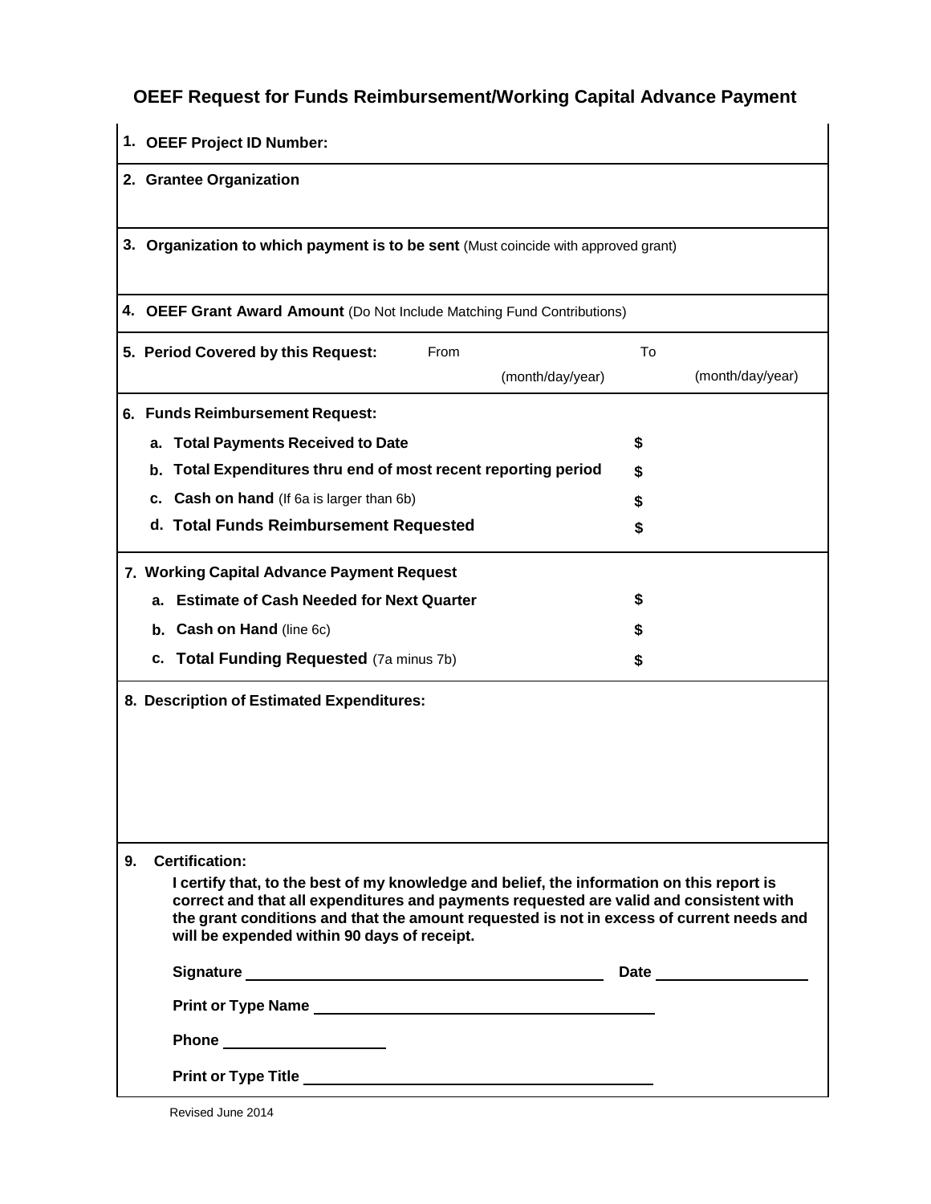# OEEF Request for Funds Reimbursement/Working Capital Advance Payment

**1. OEEF Project ID Number:**

**2. Grantee Organization**

**3. Organization to which payment is to be sent** (Must coincide with approved grant)

**4. OEEF Grant Award Amount** (Do Not Include Matching Fund Contributions)

**5. Period Covered by this Request:** From ____________ (month/day/year) To ____________ (month/day/year)

**6. Funds Reimbursement Request:**

| | |
|---|---|
| **a. Total Payments Received to Date** | **$** |
| **b. Total Expenditures thru end of most recent reporting period** | **$** |
| **c. Cash on hand** (If 6a is larger than 6b) | **$** |
| **d. Total Funds Reimbursement Requested** | **$** |

**7. Working Capital Advance Payment Request**

| | |
|---|---|
| **a. Estimate of Cash Needed for Next Quarter** | **$** |
| **b. Cash on Hand** (line 6c) | **$** |
| **c. Total Funding Requested** (7a minus 7b) | **$** |

**8. Description of Estimated Expenditures:**

**9. Certification:**

**I certify that, to the best of my knowledge and belief, the information on this report is correct and that all expenditures and payments requested are valid and consistent with the grant conditions and that the amount requested is not in excess of current needs and will be expended within 90 days of receipt.**

**Signature** ______________________________ **Date** ______________

**Print or Type Name** ______________________________

**Phone** ______________

**Print or Type Title** ______________________________

Revised June 2014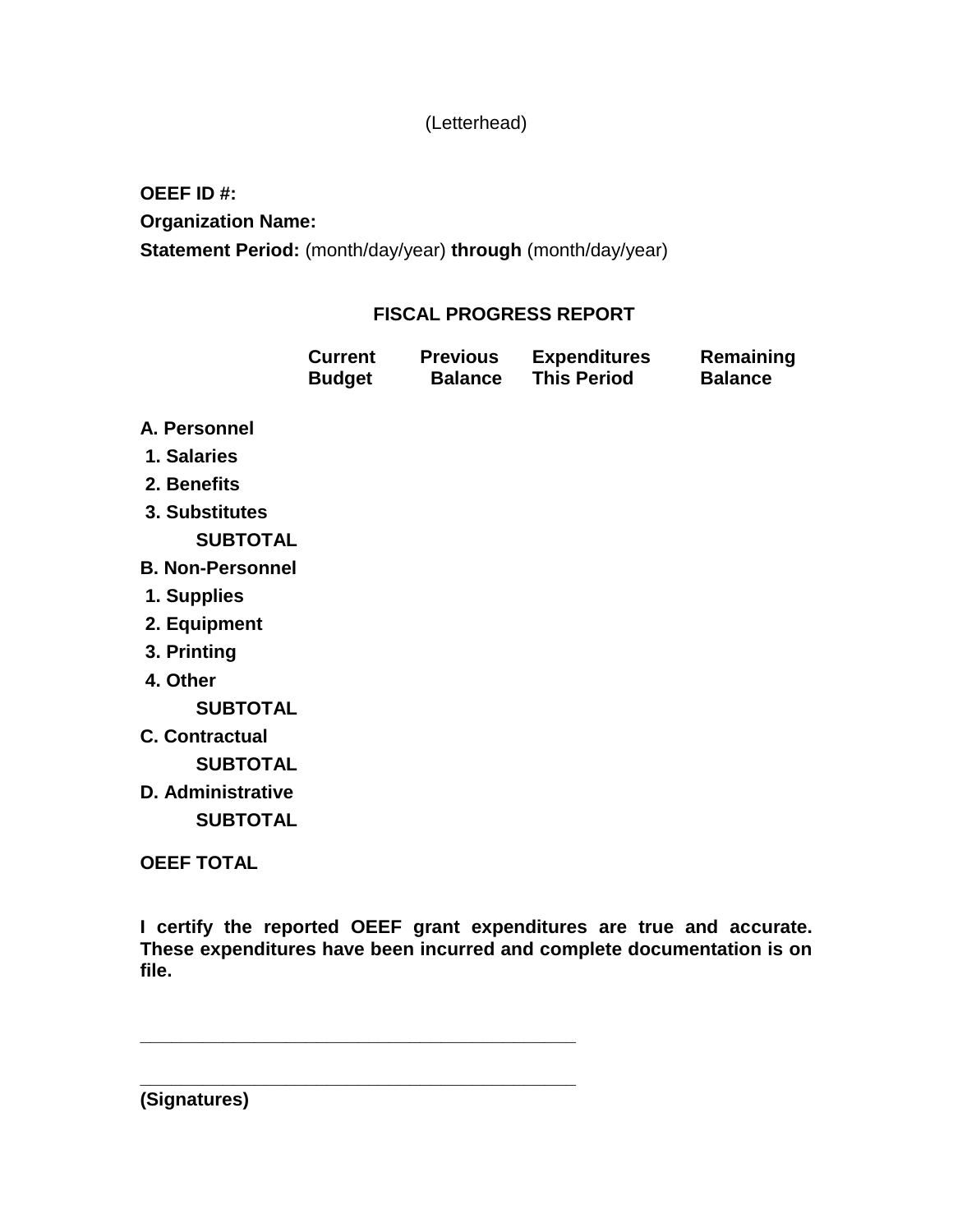(Letterhead)

**OEEF ID #:**

**Organization Name:**

**Statement Period:** (month/day/year) **through** (month/day/year)

## FISCAL PROGRESS REPORT

| | Current Budget | Previous Balance | Expenditures This Period | Remaining Balance |
|---|---|---|---|---|
| **A. Personnel** | | | | |
| **1. Salaries** | | | | |
| **2. Benefits** | | | | |
| **3. Substitutes** | | | | |
| **SUBTOTAL** | | | | |
| **B. Non-Personnel** | | | | |
| **1. Supplies** | | | | |
| **2. Equipment** | | | | |
| **3. Printing** | | | | |
| **4. Other** | | | | |
| **SUBTOTAL** | | | | |
| **C. Contractual** | | | | |
| **SUBTOTAL** | | | | |
| **D. Administrative** | | | | |
| **SUBTOTAL** | | | | |
| **OEEF TOTAL** | | | | |

**I certify the reported OEEF grant expenditures are true and accurate. These expenditures have been incurred and complete documentation is on file.**

\_\_\_\_\_\_\_\_\_\_\_\_\_\_\_\_\_\_\_\_\_\_\_\_\_\_\_\_\_\_\_\_\_\_\_\_\_\_\_\_\_\_\_\_

\_\_\_\_\_\_\_\_\_\_\_\_\_\_\_\_\_\_\_\_\_\_\_\_\_\_\_\_\_\_\_\_\_\_\_\_\_\_\_\_\_\_\_\_

**(Signatures)**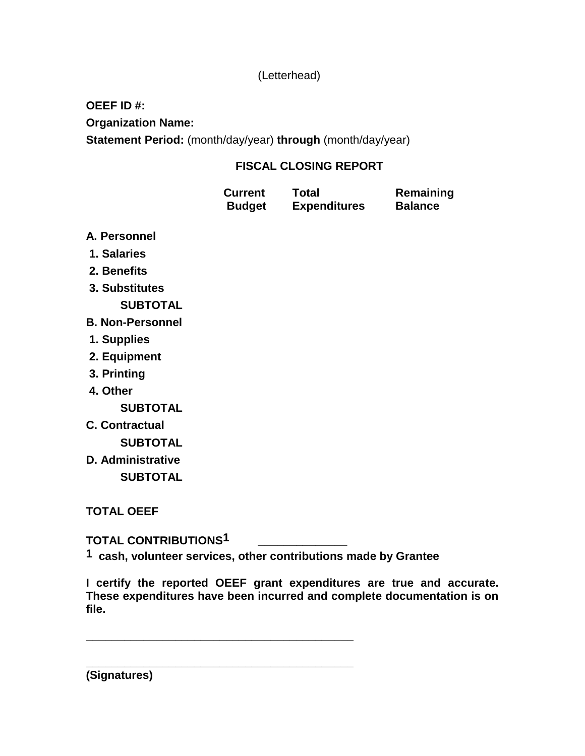(Letterhead)

**OEEF ID #:**

**Organization Name:**

**Statement Period:** (month/day/year) **through** (month/day/year)

## FISCAL CLOSING REPORT

| | Current Budget | Total Expenditures | Remaining Balance |
|---|---|---|---|
| **A. Personnel** | | | |
| **1. Salaries** | | | |
| **2. Benefits** | | | |
| **3. Substitutes** | | | |
| **SUBTOTAL** | | | |
| **B. Non-Personnel** | | | |
| **1. Supplies** | | | |
| **2. Equipment** | | | |
| **3. Printing** | | | |
| **4. Other** | | | |
| **SUBTOTAL** | | | |
| **C. Contractual** | | | |
| **SUBTOTAL** | | | |
| **D. Administrative** | | | |
| **SUBTOTAL** | | | |
| **TOTAL OEEF** | | | |

**TOTAL CONTRIBUTIONS[1]** _____________

**[1] cash, volunteer services, other contributions made by Grantee**

**I certify the reported OEEF grant expenditures are true and accurate. These expenditures have been incurred and complete documentation is on file.**

\_\_\_\_\_\_\_\_\_\_\_\_\_\_\_\_\_\_\_\_\_\_\_\_\_\_\_\_\_\_\_\_\_\_\_\_\_\_\_\_\_\_

\_\_\_\_\_\_\_\_\_\_\_\_\_\_\_\_\_\_\_\_\_\_\_\_\_\_\_\_\_\_\_\_\_\_\_\_\_\_\_\_\_\_

**(Signatures)**